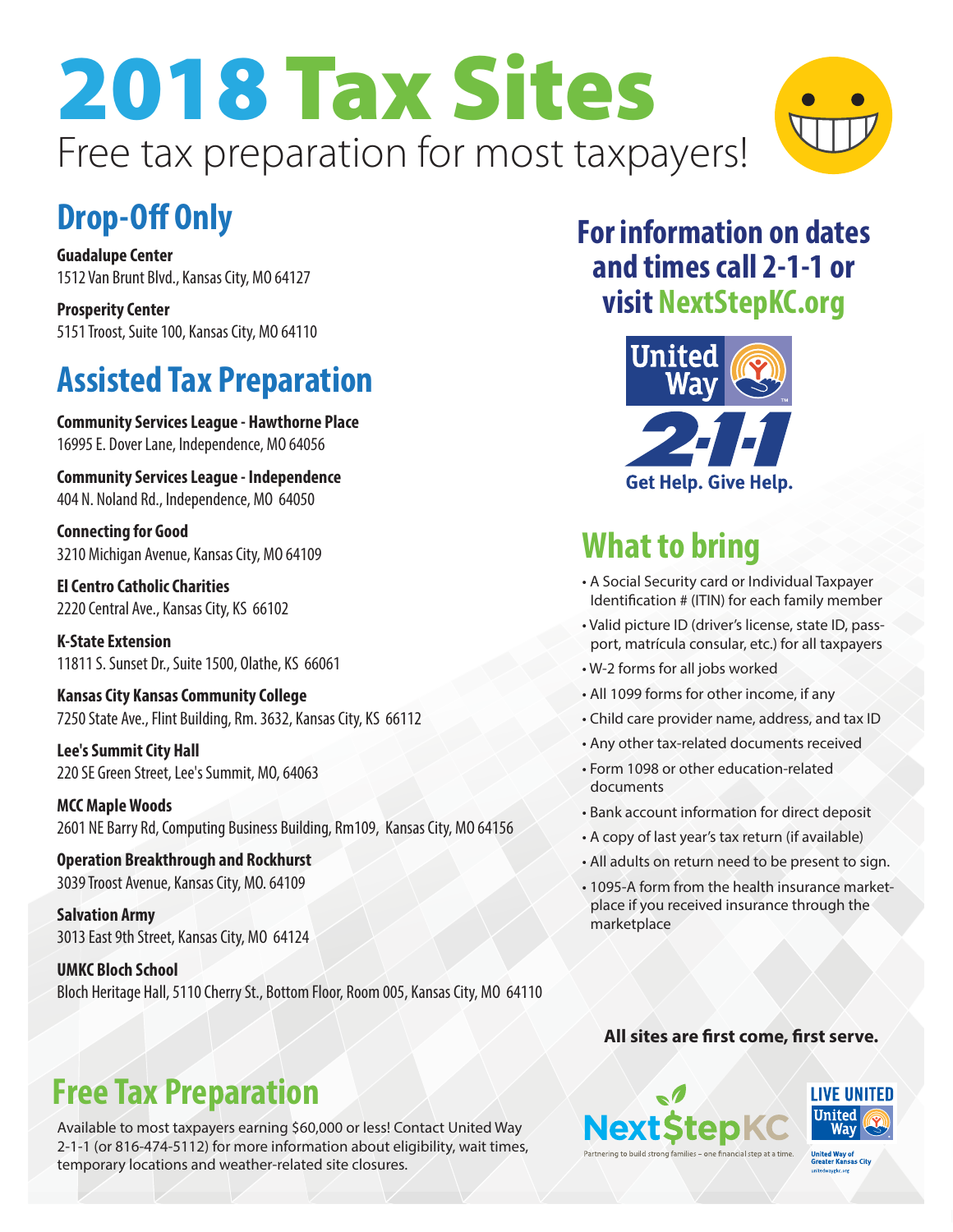# 2018 Tax Sites

Free tax preparation for most taxpayers!

## Drop-Off Only

**Guadalupe Center**
1512 Van Brunt Blvd., Kansas City, MO 64127

**Prosperity Center**
5151 Troost, Suite 100, Kansas City, MO 64110

## Assisted Tax Preparation

**Community Services League - Hawthorne Place**
16995 E. Dover Lane, Independence, MO 64056

**Community Services League - Independence**
404 N. Noland Rd., Independence, MO 64050

**Connecting for Good**
3210 Michigan Avenue, Kansas City, MO 64109

**El Centro Catholic Charities**
2220 Central Ave., Kansas City, KS 66102

**K-State Extension**
11811 S. Sunset Dr., Suite 1500, Olathe, KS 66061

**Kansas City Kansas Community College**
7250 State Ave., Flint Building, Rm. 3632, Kansas City, KS 66112

**Lee's Summit City Hall**
220 SE Green Street, Lee's Summit, MO, 64063

**MCC Maple Woods**
2601 NE Barry Rd, Computing Business Building, Rm109, Kansas City, MO 64156

**Operation Breakthrough and Rockhurst**
3039 Troost Avenue, Kansas City, MO. 64109

**Salvation Army**
3013 East 9th Street, Kansas City, MO 64124

**UMKC Bloch School**
Bloch Heritage Hall, 5110 Cherry St., Bottom Floor, Room 005, Kansas City, MO 64110

## For information on dates and times call 2-1-1 or visit NextStepKC.org

United Way 2-1-1
Get Help. Give Help.

## What to bring

- A Social Security card or Individual Taxpayer Identification # (ITIN) for each family member
- Valid picture ID (driver's license, state ID, passport, matrícula consular, etc.) for all taxpayers
- W-2 forms for all jobs worked
- All 1099 forms for other income, if any
- Child care provider name, address, and tax ID
- Any other tax-related documents received
- Form 1098 or other education-related documents
- Bank account information for direct deposit
- A copy of last year's tax return (if available)
- All adults on return need to be present to sign.
- 1095-A form from the health insurance marketplace if you received insurance through the marketplace

**All sites are first come, first serve.**

## Free Tax Preparation

Available to most taxpayers earning $60,000 or less! Contact United Way 2-1-1 (or 816-474-5112) for more information about eligibility, wait times, temporary locations and weather-related site closures.

NextStepKC
Partnering to build strong families – one financial step at a time.

LIVE UNITED
United Way of Greater Kansas City
unitedwaygkc.org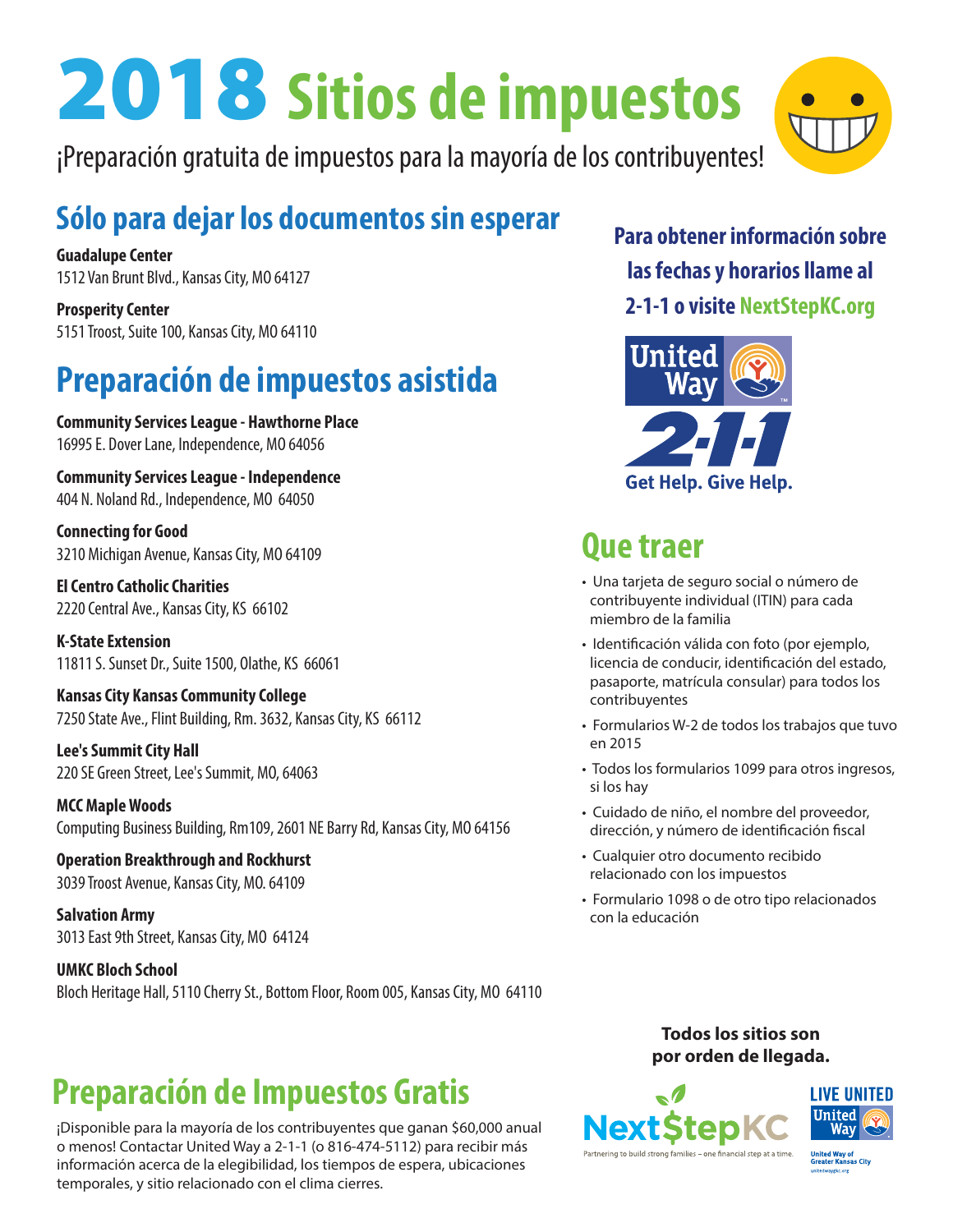# 2018 Sitios de impuestos

¡Preparación gratuita de impuestos para la mayoría de los contribuyentes!

## Sólo para dejar los documentos sin esperar

**Guadalupe Center**
1512 Van Brunt Blvd., Kansas City, MO 64127

**Prosperity Center**
5151 Troost, Suite 100, Kansas City, MO 64110

## Preparación de impuestos asistida

**Community Services League - Hawthorne Place**
16995 E. Dover Lane, Independence, MO 64056

**Community Services League - Independence**
404 N. Noland Rd., Independence, MO 64050

**Connecting for Good**
3210 Michigan Avenue, Kansas City, MO 64109

**El Centro Catholic Charities**
2220 Central Ave., Kansas City, KS 66102

**K-State Extension**
11811 S. Sunset Dr., Suite 1500, Olathe, KS 66061

**Kansas City Kansas Community College**
7250 State Ave., Flint Building, Rm. 3632, Kansas City, KS 66112

**Lee's Summit City Hall**
220 SE Green Street, Lee's Summit, MO, 64063

**MCC Maple Woods**
Computing Business Building, Rm109, 2601 NE Barry Rd, Kansas City, MO 64156

**Operation Breakthrough and Rockhurst**
3039 Troost Avenue, Kansas City, MO. 64109

**Salvation Army**
3013 East 9th Street, Kansas City, MO 64124

**UMKC Bloch School**
Bloch Heritage Hall, 5110 Cherry St., Bottom Floor, Room 005, Kansas City, MO 64110

**Para obtener información sobre las fechas y horarios llame al 2-1-1 o visite NextStepKC.org**

United Way 2-1-1
Get Help. Give Help.

## Que traer

- Una tarjeta de seguro social o número de contribuyente individual (ITIN) para cada miembro de la familia
- Identificación válida con foto (por ejemplo, licencia de conducir, identificación del estado, pasaporte, matrícula consular) para todos los contribuyentes
- Formularios W-2 de todos los trabajos que tuvo en 2015
- Todos los formularios 1099 para otros ingresos, si los hay
- Cuidado de niño, el nombre del proveedor, dirección, y número de identificación fiscal
- Cualquier otro documento recibido relacionado con los impuestos
- Formulario 1098 o de otro tipo relacionados con la educación

## Preparación de Impuestos Gratis

¡Disponible para la mayoría de los contribuyentes que ganan $60,000 anual o menos! Contactar United Way a 2-1-1 (o 816-474-5112) para recibir más información acerca de la elegibilidad, los tiempos de espera, ubicaciones temporales, y sitio relacionado con el clima cierres.

**Todos los sitios son por orden de llegada.**

NextStepKC
Partnering to build strong families – one financial step at a time.

LIVE UNITED
United Way of Greater Kansas City
unitedwaygkc.org